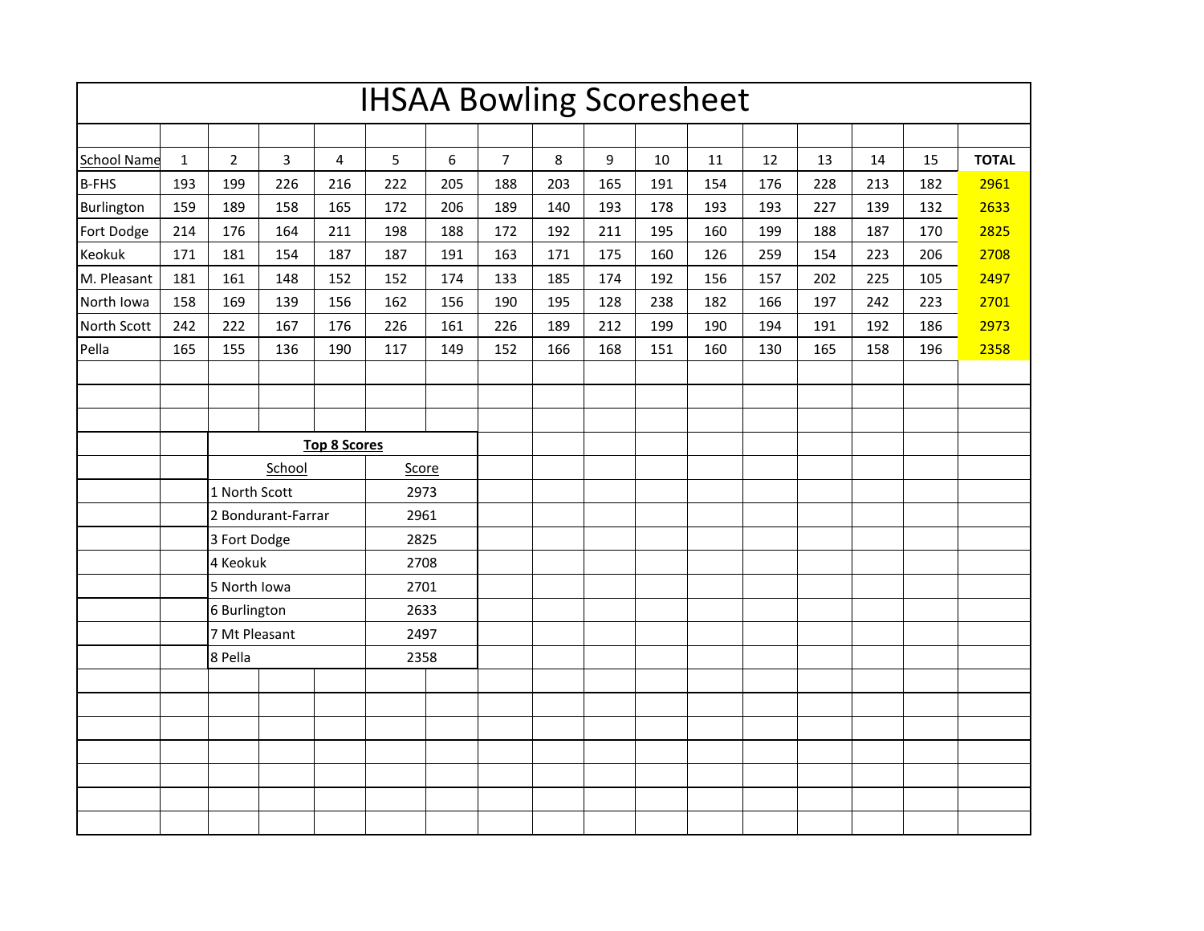# IHSAA Bowling Scoresheet

| School Name | 1 | 2 | 3 | 4 | 5 | 6 | 7 | 8 | 9 | 10 | 11 | 12 | 13 | 14 | 15 | TOTAL |
|---|---|---|---|---|---|---|---|---|---|---|---|---|---|---|---|---|
| B-FHS | 193 | 199 | 226 | 216 | 222 | 205 | 188 | 203 | 165 | 191 | 154 | 176 | 228 | 213 | 182 | 2961 |
| Burlington | 159 | 189 | 158 | 165 | 172 | 206 | 189 | 140 | 193 | 178 | 193 | 193 | 227 | 139 | 132 | 2633 |
| Fort Dodge | 214 | 176 | 164 | 211 | 198 | 188 | 172 | 192 | 211 | 195 | 160 | 199 | 188 | 187 | 170 | 2825 |
| Keokuk | 171 | 181 | 154 | 187 | 187 | 191 | 163 | 171 | 175 | 160 | 126 | 259 | 154 | 223 | 206 | 2708 |
| M. Pleasant | 181 | 161 | 148 | 152 | 152 | 174 | 133 | 185 | 174 | 192 | 156 | 157 | 202 | 225 | 105 | 2497 |
| North Iowa | 158 | 169 | 139 | 156 | 162 | 156 | 190 | 195 | 128 | 238 | 182 | 166 | 197 | 242 | 223 | 2701 |
| North Scott | 242 | 222 | 167 | 176 | 226 | 161 | 226 | 189 | 212 | 199 | 190 | 194 | 191 | 192 | 186 | 2973 |
| Pella | 165 | 155 | 136 | 190 | 117 | 149 | 152 | 166 | 168 | 151 | 160 | 130 | 165 | 158 | 196 | 2358 |

**Top 8 Scores**

| School | Score |
|---|---|
| 1 North Scott | 2973 |
| 2 Bondurant-Farrar | 2961 |
| 3 Fort Dodge | 2825 |
| 4 Keokuk | 2708 |
| 5 North Iowa | 2701 |
| 6 Burlington | 2633 |
| 7 Mt Pleasant | 2497 |
| 8 Pella | 2358 |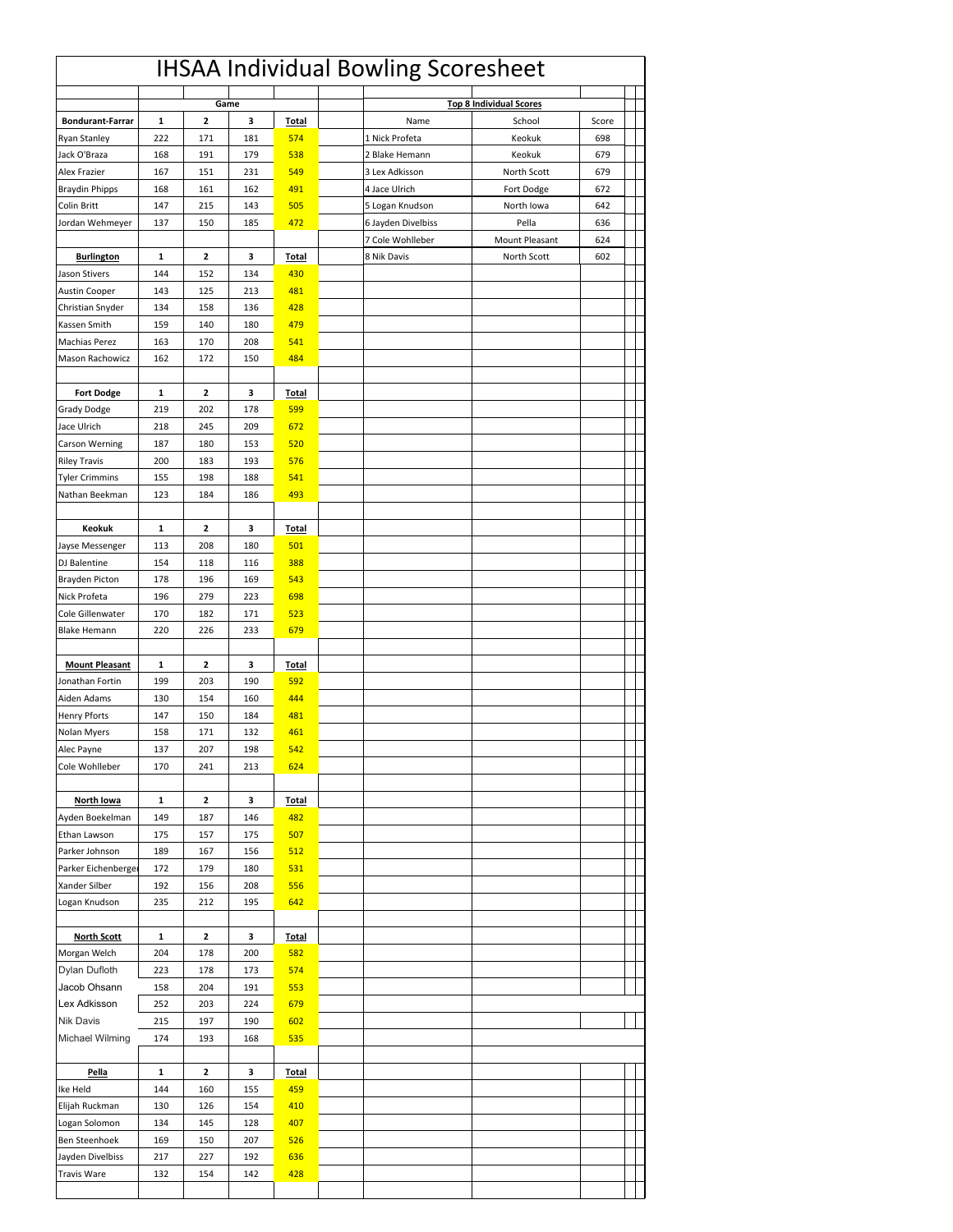# IHSAA Individual Bowling Scoresheet

| Bondurant-Farrar | Game 1 | 2 | 3 | Total |
|---|---|---|---|---|
| Ryan Stanley | 222 | 171 | 181 | 574 |
| Jack O'Braza | 168 | 191 | 179 | 538 |
| Alex Frazier | 167 | 151 | 231 | 549 |
| Braydin Phipps | 168 | 161 | 162 | 491 |
| Colin Britt | 147 | 215 | 143 | 505 |
| Jordan Wehmeyer | 137 | 150 | 185 | 472 |

| Burlington | 1 | 2 | 3 | Total |
|---|---|---|---|---|
| Jason Stivers | 144 | 152 | 134 | 430 |
| Austin Cooper | 143 | 125 | 213 | 481 |
| Christian Snyder | 134 | 158 | 136 | 428 |
| Kassen Smith | 159 | 140 | 180 | 479 |
| Machias Perez | 163 | 170 | 208 | 541 |
| Mason Rachowicz | 162 | 172 | 150 | 484 |

| Fort Dodge | 1 | 2 | 3 | Total |
|---|---|---|---|---|
| Grady Dodge | 219 | 202 | 178 | 599 |
| Jace Ulrich | 218 | 245 | 209 | 672 |
| Carson Werning | 187 | 180 | 153 | 520 |
| Riley Travis | 200 | 183 | 193 | 576 |
| Tyler Crimmins | 155 | 198 | 188 | 541 |
| Nathan Beekman | 123 | 184 | 186 | 493 |

| Keokuk | 1 | 2 | 3 | Total |
|---|---|---|---|---|
| Jayse Messenger | 113 | 208 | 180 | 501 |
| DJ Balentine | 154 | 118 | 116 | 388 |
| Brayden Picton | 178 | 196 | 169 | 543 |
| Nick Profeta | 196 | 279 | 223 | 698 |
| Cole Gillenwater | 170 | 182 | 171 | 523 |
| Blake Hemann | 220 | 226 | 233 | 679 |

| Mount Pleasant | 1 | 2 | 3 | Total |
|---|---|---|---|---|
| Jonathan Fortin | 199 | 203 | 190 | 592 |
| Aiden Adams | 130 | 154 | 160 | 444 |
| Henry Pforts | 147 | 150 | 184 | 481 |
| Nolan Myers | 158 | 171 | 132 | 461 |
| Alec Payne | 137 | 207 | 198 | 542 |
| Cole Wohlleber | 170 | 241 | 213 | 624 |

| North Iowa | 1 | 2 | 3 | Total |
|---|---|---|---|---|
| Ayden Boekelman | 149 | 187 | 146 | 482 |
| Ethan Lawson | 175 | 157 | 175 | 507 |
| Parker Johnson | 189 | 167 | 156 | 512 |
| Parker Eichenberger | 172 | 179 | 180 | 531 |
| Xander Silber | 192 | 156 | 208 | 556 |
| Logan Knudson | 235 | 212 | 195 | 642 |

| North Scott | 1 | 2 | 3 | Total |
|---|---|---|---|---|
| Morgan Welch | 204 | 178 | 200 | 582 |
| Dylan Dufloth | 223 | 178 | 173 | 574 |
| Jacob Ohsann | 158 | 204 | 191 | 553 |
| Lex Adkisson | 252 | 203 | 224 | 679 |
| Nik Davis | 215 | 197 | 190 | 602 |
| Michael Wilming | 174 | 193 | 168 | 535 |

| Pella | 1 | 2 | 3 | Total |
|---|---|---|---|---|
| Ike Held | 144 | 160 | 155 | 459 |
| Elijah Ruckman | 130 | 126 | 154 | 410 |
| Logan Solomon | 134 | 145 | 128 | 407 |
| Ben Steenhoek | 169 | 150 | 207 | 526 |
| Jayden Divelbiss | 217 | 227 | 192 | 636 |
| Travis Ware | 132 | 154 | 142 | 428 |

**Top 8 Individual Scores**

| Name | School | Score |
|---|---|---|
| 1 Nick Profeta | Keokuk | 698 |
| 2 Blake Hemann | Keokuk | 679 |
| 3 Lex Adkisson | North Scott | 679 |
| 4 Jace Ulrich | Fort Dodge | 672 |
| 5 Logan Knudson | North Iowa | 642 |
| 6 Jayden Divelbiss | Pella | 636 |
| 7 Cole Wohlleber | Mount Pleasant | 624 |
| 8 Nik Davis | North Scott | 602 |